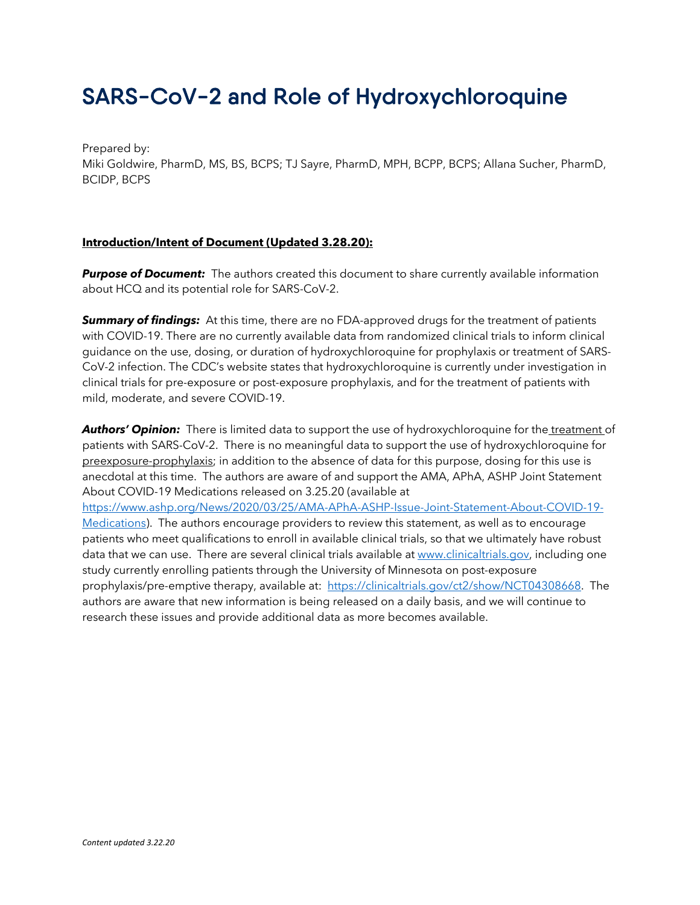# SARS-CoV-2 and Role of Hydroxychloroquine

Prepared by:
Miki Goldwire, PharmD, MS, BS, BCPS; TJ Sayre, PharmD, MPH, BCPP, BCPS; Allana Sucher, PharmD, BCIDP, BCPS

**Introduction/Intent of Document (Updated 3.28.20):**

***Purpose of Document:*** The authors created this document to share currently available information about HCQ and its potential role for SARS-CoV-2.

***Summary of findings:*** At this time, there are no FDA-approved drugs for the treatment of patients with COVID-19. There are no currently available data from randomized clinical trials to inform clinical guidance on the use, dosing, or duration of hydroxychloroquine for prophylaxis or treatment of SARS-CoV-2 infection. The CDC's website states that hydroxychloroquine is currently under investigation in clinical trials for pre-exposure or post-exposure prophylaxis, and for the treatment of patients with mild, moderate, and severe COVID-19.

***Authors' Opinion:*** There is limited data to support the use of hydroxychloroquine for the treatment of patients with SARS-CoV-2. There is no meaningful data to support the use of hydroxychloroquine for preexposure-prophylaxis; in addition to the absence of data for this purpose, dosing for this use is anecdotal at this time. The authors are aware of and support the AMA, APhA, ASHP Joint Statement About COVID-19 Medications released on 3.25.20 (available at https://www.ashp.org/News/2020/03/25/AMA-APhA-ASHP-Issue-Joint-Statement-About-COVID-19-Medications). The authors encourage providers to review this statement, as well as to encourage patients who meet qualifications to enroll in available clinical trials, so that we ultimately have robust data that we can use. There are several clinical trials available at www.clinicaltrials.gov, including one study currently enrolling patients through the University of Minnesota on post-exposure prophylaxis/pre-emptive therapy, available at: https://clinicaltrials.gov/ct2/show/NCT04308668. The authors are aware that new information is being released on a daily basis, and we will continue to research these issues and provide additional data as more becomes available.

*Content updated 3.22.20*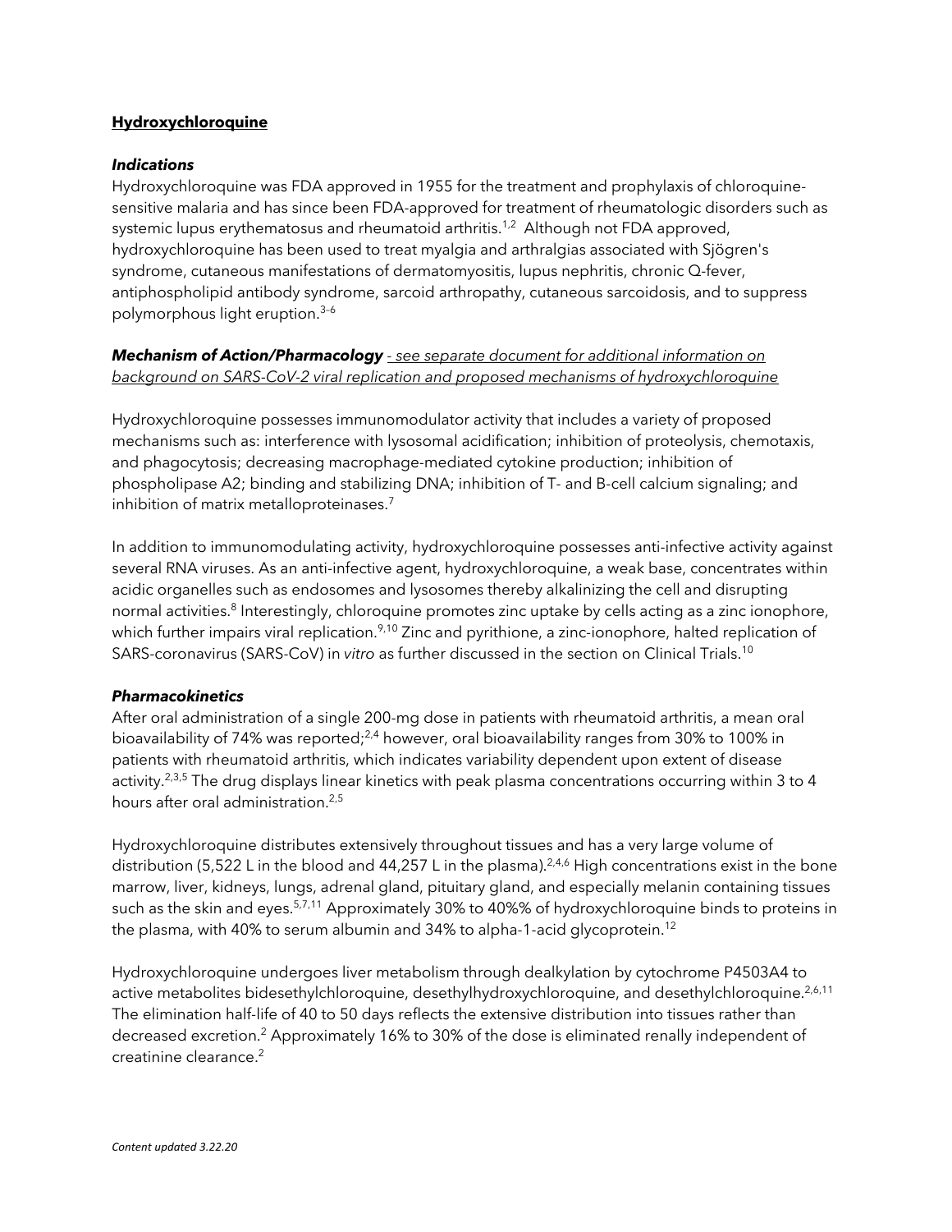**Hydroxychloroquine**

***Indications***

Hydroxychloroquine was FDA approved in 1955 for the treatment and prophylaxis of chloroquine-sensitive malaria and has since been FDA-approved for treatment of rheumatologic disorders such as systemic lupus erythematosus and rheumatoid arthritis.[1,2] Although not FDA approved, hydroxychloroquine has been used to treat myalgia and arthralgias associated with Sjögren's syndrome, cutaneous manifestations of dermatomyositis, lupus nephritis, chronic Q-fever, antiphospholipid antibody syndrome, sarcoid arthropathy, cutaneous sarcoidosis, and to suppress polymorphous light eruption.[3–6]

***Mechanism of Action/Pharmacology*** *- see separate document for additional information on background on SARS-CoV-2 viral replication and proposed mechanisms of hydroxychloroquine*

Hydroxychloroquine possesses immunomodulator activity that includes a variety of proposed mechanisms such as: interference with lysosomal acidification; inhibition of proteolysis, chemotaxis, and phagocytosis; decreasing macrophage-mediated cytokine production; inhibition of phospholipase A2; binding and stabilizing DNA; inhibition of T- and B-cell calcium signaling; and inhibition of matrix metalloproteinases.[7]

In addition to immunomodulating activity, hydroxychloroquine possesses anti-infective activity against several RNA viruses. As an anti-infective agent, hydroxychloroquine, a weak base, concentrates within acidic organelles such as endosomes and lysosomes thereby alkalinizing the cell and disrupting normal activities.[8] Interestingly, chloroquine promotes zinc uptake by cells acting as a zinc ionophore, which further impairs viral replication.[9,10] Zinc and pyrithione, a zinc-ionophore, halted replication of SARS-coronavirus (SARS-CoV) in *vitro* as further discussed in the section on Clinical Trials.[10]

***Pharmacokinetics***

After oral administration of a single 200-mg dose in patients with rheumatoid arthritis, a mean oral bioavailability of 74% was reported;[2,4] however, oral bioavailability ranges from 30% to 100% in patients with rheumatoid arthritis, which indicates variability dependent upon extent of disease activity.[2,3,5] The drug displays linear kinetics with peak plasma concentrations occurring within 3 to 4 hours after oral administration.[2,5]

Hydroxychloroquine distributes extensively throughout tissues and has a very large volume of distribution (5,522 L in the blood and 44,257 L in the plasma).[2,4,6] High concentrations exist in the bone marrow, liver, kidneys, lungs, adrenal gland, pituitary gland, and especially melanin containing tissues such as the skin and eyes.[5,7,11] Approximately 30% to 40%% of hydroxychloroquine binds to proteins in the plasma, with 40% to serum albumin and 34% to alpha-1-acid glycoprotein.[12]

Hydroxychloroquine undergoes liver metabolism through dealkylation by cytochrome P4503A4 to active metabolites bidesethylchloroquine, desethylhydroxychloroquine, and desethylchloroquine.[2,6,11] The elimination half-life of 40 to 50 days reflects the extensive distribution into tissues rather than decreased excretion.[2] Approximately 16% to 30% of the dose is eliminated renally independent of creatinine clearance.[2]

*Content updated 3.22.20*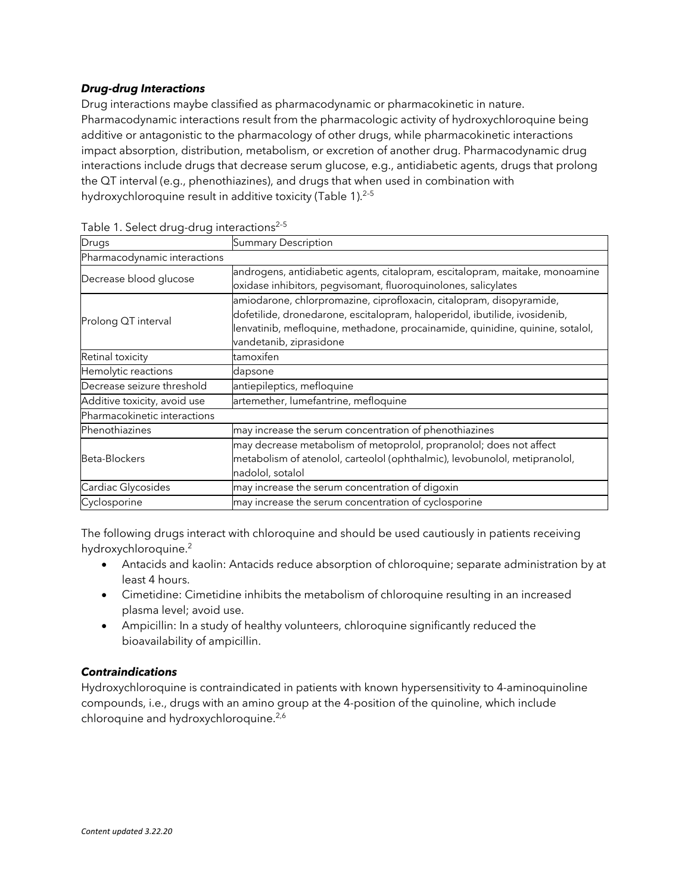### ***Drug-drug Interactions***

Drug interactions maybe classified as pharmacodynamic or pharmacokinetic in nature. Pharmacodynamic interactions result from the pharmacologic activity of hydroxychloroquine being additive or antagonistic to the pharmacology of other drugs, while pharmacokinetic interactions impact absorption, distribution, metabolism, or excretion of another drug. Pharmacodynamic drug interactions include drugs that decrease serum glucose, e.g., antidiabetic agents, drugs that prolong the QT interval (e.g., phenothiazines), and drugs that when used in combination with hydroxychloroquine result in additive toxicity (Table 1).[2–5]

Table 1. Select drug-drug interactions[2–5]

| Drugs | Summary Description |
|---|---|
| Pharmacodynamic interactions | |
| Decrease blood glucose | androgens, antidiabetic agents, citalopram, escitalopram, maitake, monoamine oxidase inhibitors, pegvisomant, fluoroquinolones, salicylates |
| Prolong QT interval | amiodarone, chlorpromazine, ciprofloxacin, citalopram, disopyramide, dofetilide, dronedarone, escitalopram, haloperidol, ibutilide, ivosidenib, lenvatinib, mefloquine, methadone, procainamide, quinidine, quinine, sotalol, vandetanib, ziprasidone |
| Retinal toxicity | tamoxifen |
| Hemolytic reactions | dapsone |
| Decrease seizure threshold | antiepileptics, mefloquine |
| Additive toxicity, avoid use | artemether, lumefantrine, mefloquine |
| Pharmacokinetic interactions | |
| Phenothiazines | may increase the serum concentration of phenothiazines |
| Beta-Blockers | may decrease metabolism of metoprolol, propranolol; does not affect metabolism of atenolol, carteolol (ophthalmic), levobunolol, metipranolol, nadolol, sotalol |
| Cardiac Glycosides | may increase the serum concentration of digoxin |
| Cyclosporine | may increase the serum concentration of cyclosporine |

The following drugs interact with chloroquine and should be used cautiously in patients receiving hydroxychloroquine.[2]

- Antacids and kaolin: Antacids reduce absorption of chloroquine; separate administration by at least 4 hours.
- Cimetidine: Cimetidine inhibits the metabolism of chloroquine resulting in an increased plasma level; avoid use.
- Ampicillin: In a study of healthy volunteers, chloroquine significantly reduced the bioavailability of ampicillin.

### ***Contraindications***

Hydroxychloroquine is contraindicated in patients with known hypersensitivity to 4-aminoquinoline compounds, i.e., drugs with an amino group at the 4-position of the quinoline, which include chloroquine and hydroxychloroquine.[2,6]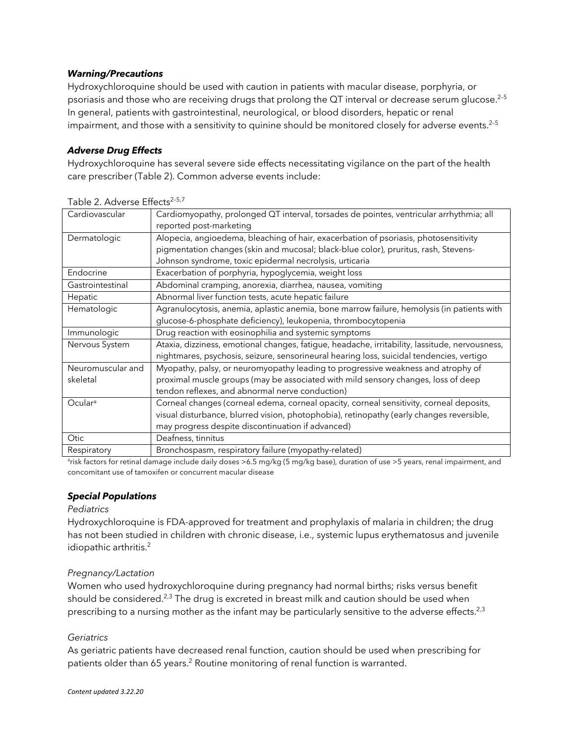### ***Warning/Precautions***

Hydroxychloroquine should be used with caution in patients with macular disease, porphyria, or psoriasis and those who are receiving drugs that prolong the QT interval or decrease serum glucose.[2–5] In general, patients with gastrointestinal, neurological, or blood disorders, hepatic or renal impairment, and those with a sensitivity to quinine should be monitored closely for adverse events.[2–5]

### ***Adverse Drug Effects***

Hydroxychloroquine has several severe side effects necessitating vigilance on the part of the health care prescriber (Table 2). Common adverse events include:

Table 2. Adverse Effects[2–5,7]

| | |
|---|---|
| Cardiovascular | Cardiomyopathy, prolonged QT interval, torsades de pointes, ventricular arrhythmia; all reported post-marketing |
| Dermatologic | Alopecia, angioedema, bleaching of hair, exacerbation of psoriasis, photosensitivity pigmentation changes (skin and mucosal; black-blue color), pruritus, rash, Stevens-Johnson syndrome, toxic epidermal necrolysis, urticaria |
| Endocrine | Exacerbation of porphyria, hypoglycemia, weight loss |
| Gastrointestinal | Abdominal cramping, anorexia, diarrhea, nausea, vomiting |
| Hepatic | Abnormal liver function tests, acute hepatic failure |
| Hematologic | Agranulocytosis, anemia, aplastic anemia, bone marrow failure, hemolysis (in patients with glucose-6-phosphate deficiency), leukopenia, thrombocytopenia |
| Immunologic | Drug reaction with eosinophilia and systemic symptoms |
| Nervous System | Ataxia, dizziness, emotional changes, fatigue, headache, irritability, lassitude, nervousness, nightmares, psychosis, seizure, sensorineural hearing loss, suicidal tendencies, vertigo |
| Neuromuscular and skeletal | Myopathy, palsy, or neuromyopathy leading to progressive weakness and atrophy of proximal muscle groups (may be associated with mild sensory changes, loss of deep tendon reflexes, and abnormal nerve conduction) |
| Ocular[a] | Corneal changes (corneal edema, corneal opacity, corneal sensitivity, corneal deposits, visual disturbance, blurred vision, photophobia), retinopathy (early changes reversible, may progress despite discontinuation if advanced) |
| Otic | Deafness, tinnitus |
| Respiratory | Bronchospasm, respiratory failure (myopathy-related) |

[a]risk factors for retinal damage include daily doses >6.5 mg/kg (5 mg/kg base), duration of use >5 years, renal impairment, and concomitant use of tamoxifen or concurrent macular disease

### ***Special Populations***

*Pediatrics*

Hydroxychloroquine is FDA-approved for treatment and prophylaxis of malaria in children; the drug has not been studied in children with chronic disease, i.e., systemic lupus erythematosus and juvenile idiopathic arthritis.[2]

*Pregnancy/Lactation*

Women who used hydroxychloroquine during pregnancy had normal births; risks versus benefit should be considered.[2,3] The drug is excreted in breast milk and caution should be used when prescribing to a nursing mother as the infant may be particularly sensitive to the adverse effects.[2,3]

*Geriatrics*

As geriatric patients have decreased renal function, caution should be used when prescribing for patients older than 65 years.[2] Routine monitoring of renal function is warranted.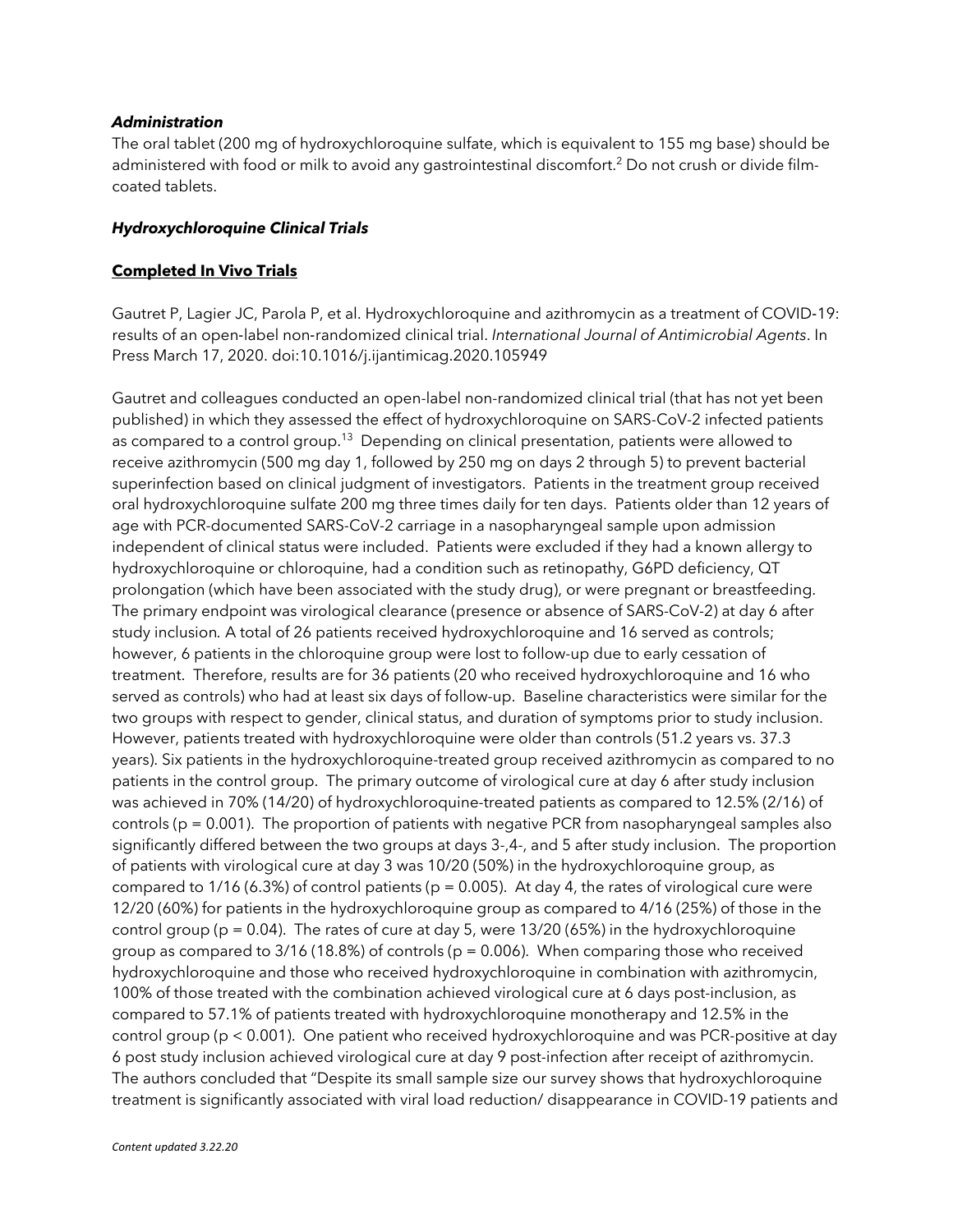### *Administration*

The oral tablet (200 mg of hydroxychloroquine sulfate, which is equivalent to 155 mg base) should be administered with food or milk to avoid any gastrointestinal discomfort.[2] Do not crush or divide film-coated tablets.

### *Hydroxychloroquine Clinical Trials*

#### **Completed In Vivo Trials**

Gautret P, Lagier JC, Parola P, et al. Hydroxychloroquine and azithromycin as a treatment of COVID-19: results of an open-label non-randomized clinical trial. *International Journal of Antimicrobial Agents*. In Press March 17, 2020. doi:10.1016/j.ijantimicag.2020.105949

Gautret and colleagues conducted an open-label non-randomized clinical trial (that has not yet been published) in which they assessed the effect of hydroxychloroquine on SARS-CoV-2 infected patients as compared to a control group.[13] Depending on clinical presentation, patients were allowed to receive azithromycin (500 mg day 1, followed by 250 mg on days 2 through 5) to prevent bacterial superinfection based on clinical judgment of investigators. Patients in the treatment group received oral hydroxychloroquine sulfate 200 mg three times daily for ten days. Patients older than 12 years of age with PCR-documented SARS-CoV-2 carriage in a nasopharyngeal sample upon admission independent of clinical status were included. Patients were excluded if they had a known allergy to hydroxychloroquine or chloroquine, had a condition such as retinopathy, G6PD deficiency, QT prolongation (which have been associated with the study drug), or were pregnant or breastfeeding. The primary endpoint was virological clearance (presence or absence of SARS-CoV-2) at day 6 after study inclusion. A total of 26 patients received hydroxychloroquine and 16 served as controls; however, 6 patients in the chloroquine group were lost to follow-up due to early cessation of treatment. Therefore, results are for 36 patients (20 who received hydroxychloroquine and 16 who served as controls) who had at least six days of follow-up. Baseline characteristics were similar for the two groups with respect to gender, clinical status, and duration of symptoms prior to study inclusion. However, patients treated with hydroxychloroquine were older than controls (51.2 years vs. 37.3 years). Six patients in the hydroxychloroquine-treated group received azithromycin as compared to no patients in the control group. The primary outcome of virological cure at day 6 after study inclusion was achieved in 70% (14/20) of hydroxychloroquine-treated patients as compared to 12.5% (2/16) of controls ($p = 0.001$). The proportion of patients with negative PCR from nasopharyngeal samples also significantly differed between the two groups at days 3-,4-, and 5 after study inclusion. The proportion of patients with virological cure at day 3 was 10/20 (50%) in the hydroxychloroquine group, as compared to 1/16 (6.3%) of control patients ($p = 0.005$). At day 4, the rates of virological cure were 12/20 (60%) for patients in the hydroxychloroquine group as compared to 4/16 (25%) of those in the control group ($p = 0.04$). The rates of cure at day 5, were 13/20 (65%) in the hydroxychloroquine group as compared to 3/16 (18.8%) of controls ($p = 0.006$). When comparing those who received hydroxychloroquine and those who received hydroxychloroquine in combination with azithromycin, 100% of those treated with the combination achieved virological cure at 6 days post-inclusion, as compared to 57.1% of patients treated with hydroxychloroquine monotherapy and 12.5% in the control group ($p < 0.001$). One patient who received hydroxychloroquine and was PCR-positive at day 6 post study inclusion achieved virological cure at day 9 post-infection after receipt of azithromycin. The authors concluded that "Despite its small sample size our survey shows that hydroxychloroquine treatment is significantly associated with viral load reduction/ disappearance in COVID-19 patients and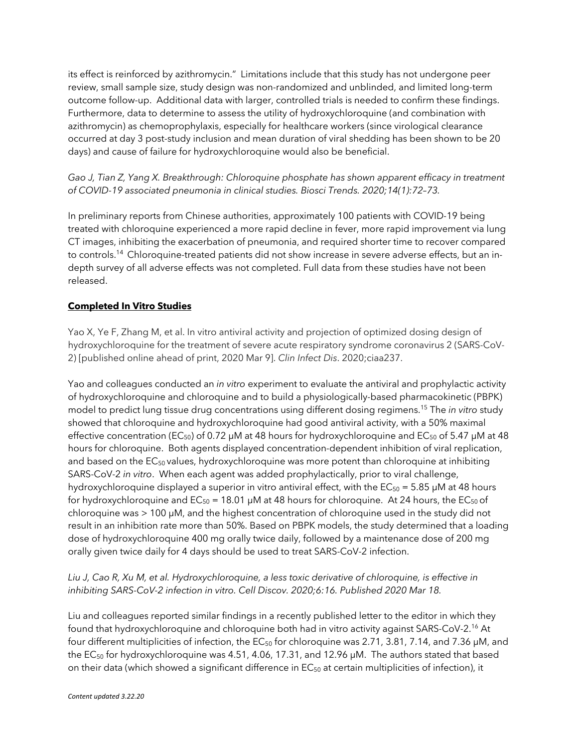its effect is reinforced by azithromycin." Limitations include that this study has not undergone peer review, small sample size, study design was non-randomized and unblinded, and limited long-term outcome follow-up. Additional data with larger, controlled trials is needed to confirm these findings. Furthermore, data to determine to assess the utility of hydroxychloroquine (and combination with azithromycin) as chemoprophylaxis, especially for healthcare workers (since virological clearance occurred at day 3 post-study inclusion and mean duration of viral shedding has been shown to be 20 days) and cause of failure for hydroxychloroquine would also be beneficial.

*Gao J, Tian Z, Yang X. Breakthrough: Chloroquine phosphate has shown apparent efficacy in treatment of COVID-19 associated pneumonia in clinical studies. Biosci Trends. 2020;14(1):72–73.*

In preliminary reports from Chinese authorities, approximately 100 patients with COVID-19 being treated with chloroquine experienced a more rapid decline in fever, more rapid improvement via lung CT images, inhibiting the exacerbation of pneumonia, and required shorter time to recover compared to controls.[14] Chloroquine-treated patients did not show increase in severe adverse effects, but an in-depth survey of all adverse effects was not completed. Full data from these studies have not been released.

## **Completed In Vitro Studies**

Yao X, Ye F, Zhang M, et al. In vitro antiviral activity and projection of optimized dosing design of hydroxychloroquine for the treatment of severe acute respiratory syndrome coronavirus 2 (SARS-CoV-2) [published online ahead of print, 2020 Mar 9]. *Clin Infect Dis*. 2020;ciaa237.

Yao and colleagues conducted an *in vitro* experiment to evaluate the antiviral and prophylactic activity of hydroxychloroquine and chloroquine and to build a physiologically-based pharmacokinetic (PBPK) model to predict lung tissue drug concentrations using different dosing regimens.[15] The *in vitro* study showed that chloroquine and hydroxychloroquine had good antiviral activity, with a 50% maximal effective concentration ($EC_{50}$) of 0.72 μM at 48 hours for hydroxychloroquine and $EC_{50}$ of 5.47 μM at 48 hours for chloroquine. Both agents displayed concentration-dependent inhibition of viral replication, and based on the $EC_{50}$ values, hydroxychloroquine was more potent than chloroquine at inhibiting SARS-CoV-2 *in vitro*. When each agent was added prophylactically, prior to viral challenge, hydroxychloroquine displayed a superior in vitro antiviral effect, with the $EC_{50}$ = 5.85 μM at 48 hours for hydroxychloroquine and $EC_{50}$ = 18.01 μM at 48 hours for chloroquine. At 24 hours, the $EC_{50}$ of chloroquine was > 100 μM, and the highest concentration of chloroquine used in the study did not result in an inhibition rate more than 50%. Based on PBPK models, the study determined that a loading dose of hydroxychloroquine 400 mg orally twice daily, followed by a maintenance dose of 200 mg orally given twice daily for 4 days should be used to treat SARS-CoV-2 infection.

*Liu J, Cao R, Xu M, et al. Hydroxychloroquine, a less toxic derivative of chloroquine, is effective in inhibiting SARS-CoV-2 infection in vitro. Cell Discov. 2020;6:16. Published 2020 Mar 18.*

Liu and colleagues reported similar findings in a recently published letter to the editor in which they found that hydroxychloroquine and chloroquine both had in vitro activity against SARS-CoV-2.[16] At four different multiplicities of infection, the $EC_{50}$ for chloroquine was 2.71, 3.81, 7.14, and 7.36 μM, and the $EC_{50}$ for hydroxychloroquine was 4.51, 4.06, 17.31, and 12.96 μM. The authors stated that based on their data (which showed a significant difference in $EC_{50}$ at certain multiplicities of infection), it

*Content updated 3.22.20*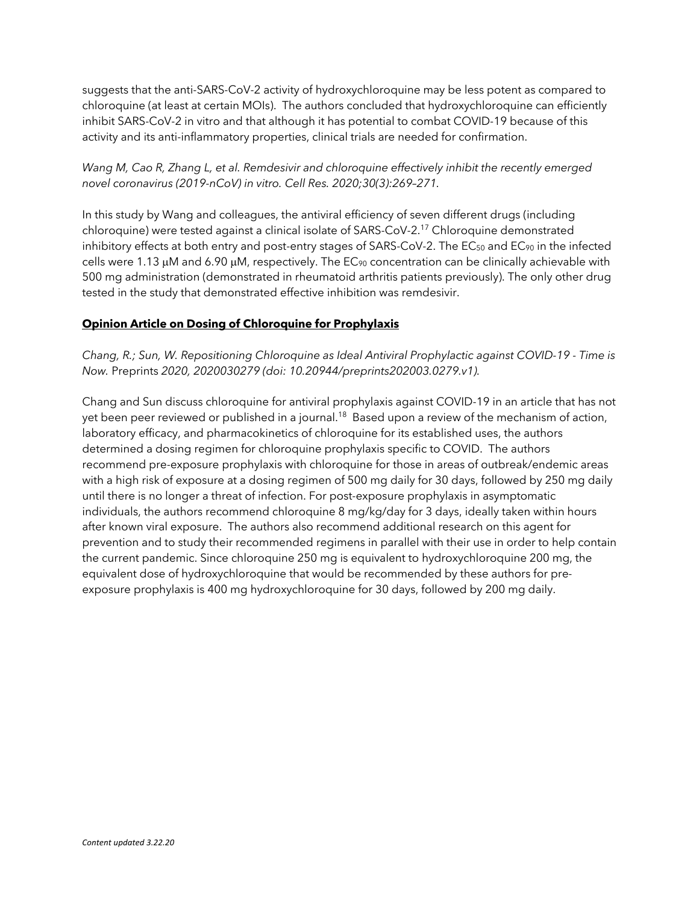suggests that the anti-SARS-CoV-2 activity of hydroxychloroquine may be less potent as compared to chloroquine (at least at certain MOIs). The authors concluded that hydroxychloroquine can efficiently inhibit SARS-CoV-2 in vitro and that although it has potential to combat COVID-19 because of this activity and its anti-inflammatory properties, clinical trials are needed for confirmation.

*Wang M, Cao R, Zhang L, et al. Remdesivir and chloroquine effectively inhibit the recently emerged novel coronavirus (2019-nCoV) in vitro. Cell Res. 2020;30(3):269–271.*

In this study by Wang and colleagues, the antiviral efficiency of seven different drugs (including chloroquine) were tested against a clinical isolate of SARS-CoV-2.[17] Chloroquine demonstrated inhibitory effects at both entry and post-entry stages of SARS-CoV-2. The $EC_{50}$ and $EC_{90}$ in the infected cells were 1.13 μM and 6.90 μM, respectively. The $EC_{90}$ concentration can be clinically achievable with 500 mg administration (demonstrated in rheumatoid arthritis patients previously). The only other drug tested in the study that demonstrated effective inhibition was remdesivir.

## Opinion Article on Dosing of Chloroquine for Prophylaxis

*Chang, R.; Sun, W. Repositioning Chloroquine as Ideal Antiviral Prophylactic against COVID-19 - Time is Now.* Preprints *2020, 2020030279 (doi: 10.20944/preprints202003.0279.v1).*

Chang and Sun discuss chloroquine for antiviral prophylaxis against COVID-19 in an article that has not yet been peer reviewed or published in a journal.[18] Based upon a review of the mechanism of action, laboratory efficacy, and pharmacokinetics of chloroquine for its established uses, the authors determined a dosing regimen for chloroquine prophylaxis specific to COVID. The authors recommend pre-exposure prophylaxis with chloroquine for those in areas of outbreak/endemic areas with a high risk of exposure at a dosing regimen of 500 mg daily for 30 days, followed by 250 mg daily until there is no longer a threat of infection. For post-exposure prophylaxis in asymptomatic individuals, the authors recommend chloroquine 8 mg/kg/day for 3 days, ideally taken within hours after known viral exposure. The authors also recommend additional research on this agent for prevention and to study their recommended regimens in parallel with their use in order to help contain the current pandemic. Since chloroquine 250 mg is equivalent to hydroxychloroquine 200 mg, the equivalent dose of hydroxychloroquine that would be recommended by these authors for pre-exposure prophylaxis is 400 mg hydroxychloroquine for 30 days, followed by 200 mg daily.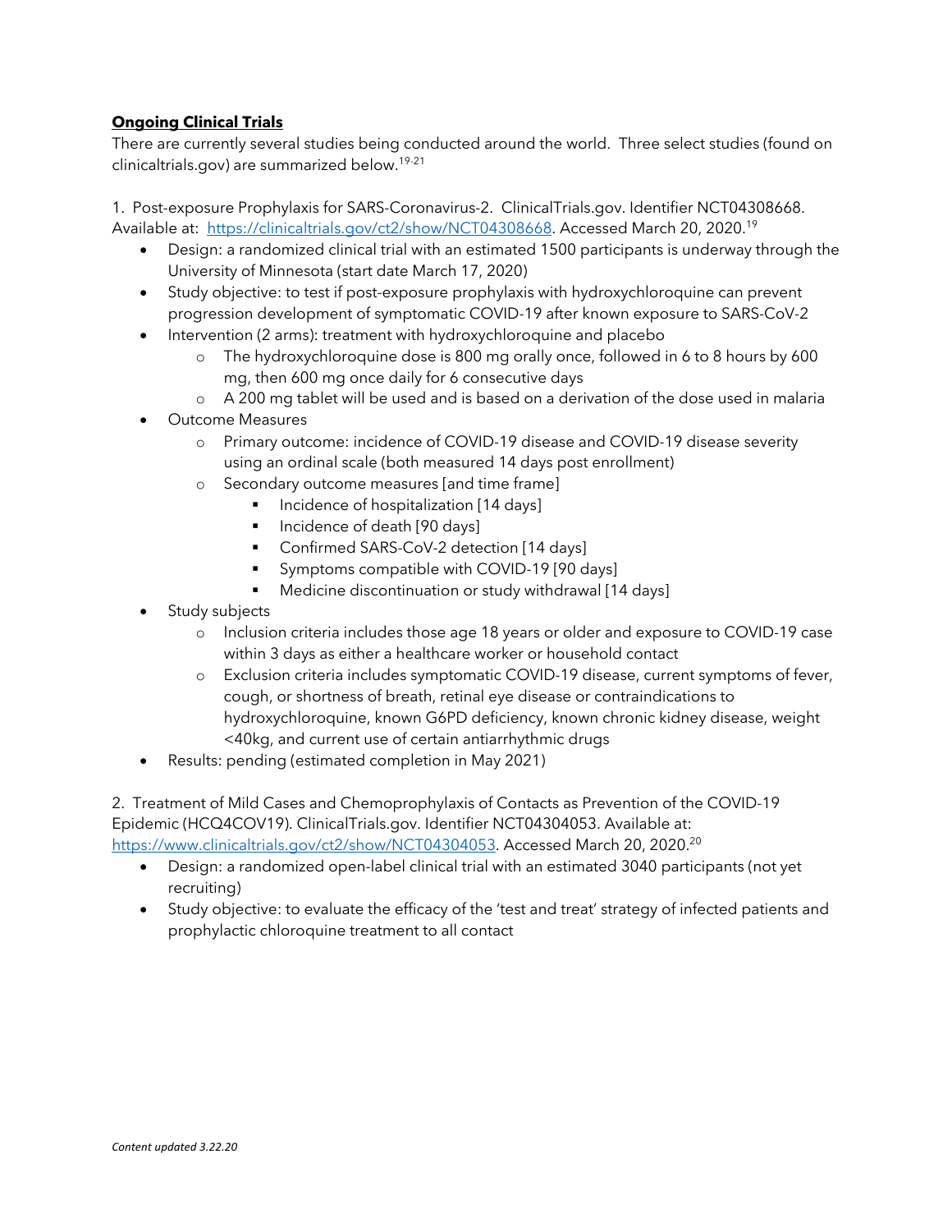## Ongoing Clinical Trials

There are currently several studies being conducted around the world. Three select studies (found on clinicaltrials.gov) are summarized below.[19-21]

1. Post-exposure Prophylaxis for SARS-Coronavirus-2. ClinicalTrials.gov. Identifier NCT04308668. Available at: https://clinicaltrials.gov/ct2/show/NCT04308668. Accessed March 20, 2020.[19]
   - Design: a randomized clinical trial with an estimated 1500 participants is underway through the University of Minnesota (start date March 17, 2020)
   - Study objective: to test if post-exposure prophylaxis with hydroxychloroquine can prevent progression development of symptomatic COVID-19 after known exposure to SARS-CoV-2
   - Intervention (2 arms): treatment with hydroxychloroquine and placebo
     - The hydroxychloroquine dose is 800 mg orally once, followed in 6 to 8 hours by 600 mg, then 600 mg once daily for 6 consecutive days
     - A 200 mg tablet will be used and is based on a derivation of the dose used in malaria
   - Outcome Measures
     - Primary outcome: incidence of COVID-19 disease and COVID-19 disease severity using an ordinal scale (both measured 14 days post enrollment)
     - Secondary outcome measures [and time frame]
       - Incidence of hospitalization [14 days]
       - Incidence of death [90 days]
       - Confirmed SARS-CoV-2 detection [14 days]
       - Symptoms compatible with COVID-19 [90 days]
       - Medicine discontinuation or study withdrawal [14 days]
   - Study subjects
     - Inclusion criteria includes those age 18 years or older and exposure to COVID-19 case within 3 days as either a healthcare worker or household contact
     - Exclusion criteria includes symptomatic COVID-19 disease, current symptoms of fever, cough, or shortness of breath, retinal eye disease or contraindications to hydroxychloroquine, known G6PD deficiency, known chronic kidney disease, weight <40kg, and current use of certain antiarrhythmic drugs
   - Results: pending (estimated completion in May 2021)

2. Treatment of Mild Cases and Chemoprophylaxis of Contacts as Prevention of the COVID-19 Epidemic (HCQ4COV19). ClinicalTrials.gov. Identifier NCT04304053. Available at: https://www.clinicaltrials.gov/ct2/show/NCT04304053. Accessed March 20, 2020.[20]
   - Design: a randomized open-label clinical trial with an estimated 3040 participants (not yet recruiting)
   - Study objective: to evaluate the efficacy of the 'test and treat' strategy of infected patients and prophylactic chloroquine treatment to all contact

*Content updated 3.22.20*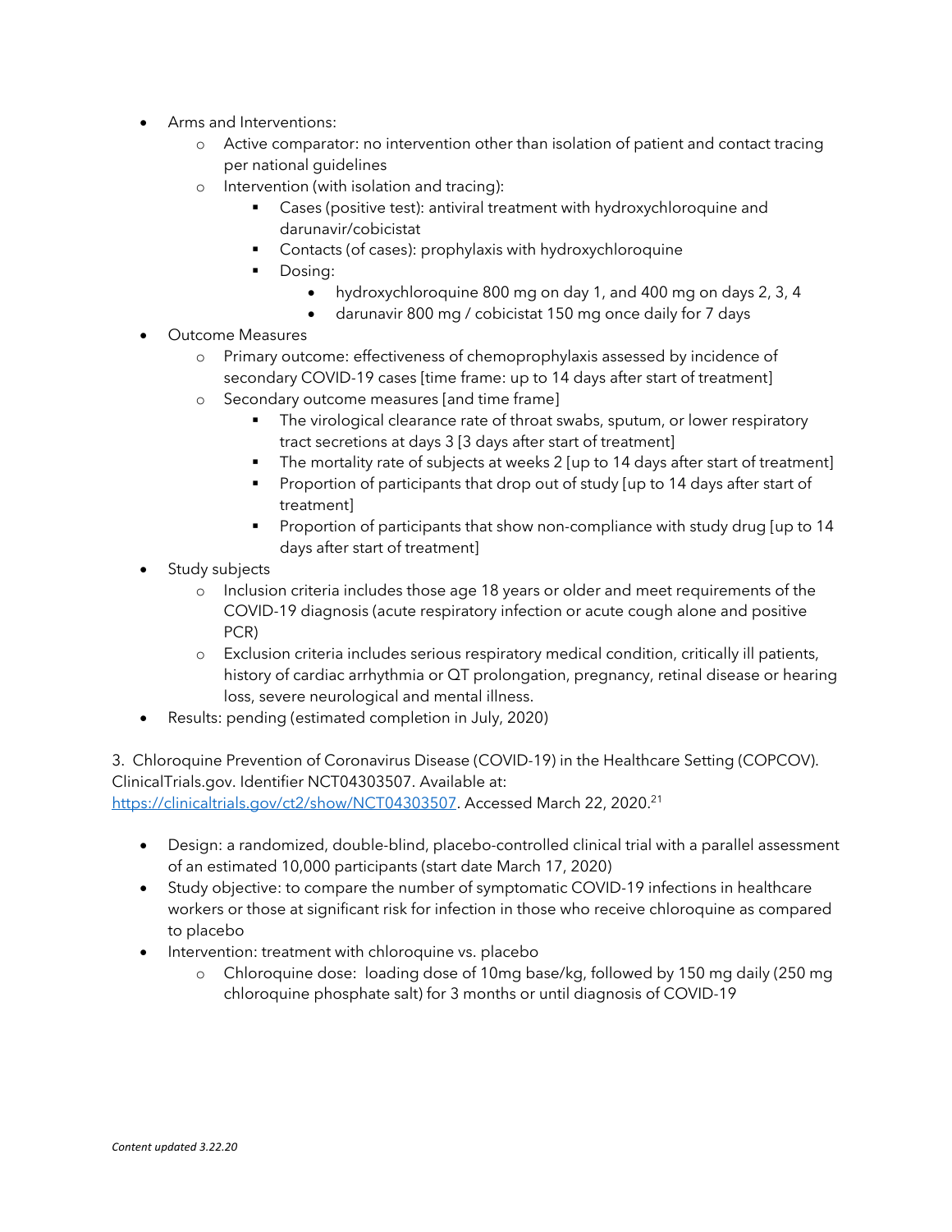- Arms and Interventions:
    - Active comparator: no intervention other than isolation of patient and contact tracing per national guidelines
    - Intervention (with isolation and tracing):
        - Cases (positive test): antiviral treatment with hydroxychloroquine and darunavir/cobicistat
        - Contacts (of cases): prophylaxis with hydroxychloroquine
        - Dosing:
            - hydroxychloroquine 800 mg on day 1, and 400 mg on days 2, 3, 4
            - darunavir 800 mg / cobicistat 150 mg once daily for 7 days
- Outcome Measures
    - Primary outcome: effectiveness of chemoprophylaxis assessed by incidence of secondary COVID-19 cases [time frame: up to 14 days after start of treatment]
    - Secondary outcome measures [and time frame]
        - The virological clearance rate of throat swabs, sputum, or lower respiratory tract secretions at days 3 [3 days after start of treatment]
        - The mortality rate of subjects at weeks 2 [up to 14 days after start of treatment]
        - Proportion of participants that drop out of study [up to 14 days after start of treatment]
        - Proportion of participants that show non-compliance with study drug [up to 14 days after start of treatment]
- Study subjects
    - Inclusion criteria includes those age 18 years or older and meet requirements of the COVID-19 diagnosis (acute respiratory infection or acute cough alone and positive PCR)
    - Exclusion criteria includes serious respiratory medical condition, critically ill patients, history of cardiac arrhythmia or QT prolongation, pregnancy, retinal disease or hearing loss, severe neurological and mental illness.
- Results: pending (estimated completion in July, 2020)

3. Chloroquine Prevention of Coronavirus Disease (COVID-19) in the Healthcare Setting (COPCOV). ClinicalTrials.gov. Identifier NCT04303507. Available at: https://clinicaltrials.gov/ct2/show/NCT04303507. Accessed March 22, 2020.[21]

- Design: a randomized, double-blind, placebo-controlled clinical trial with a parallel assessment of an estimated 10,000 participants (start date March 17, 2020)
- Study objective: to compare the number of symptomatic COVID-19 infections in healthcare workers or those at significant risk for infection in those who receive chloroquine as compared to placebo
- Intervention: treatment with chloroquine vs. placebo
    - Chloroquine dose: loading dose of 10mg base/kg, followed by 150 mg daily (250 mg chloroquine phosphate salt) for 3 months or until diagnosis of COVID-19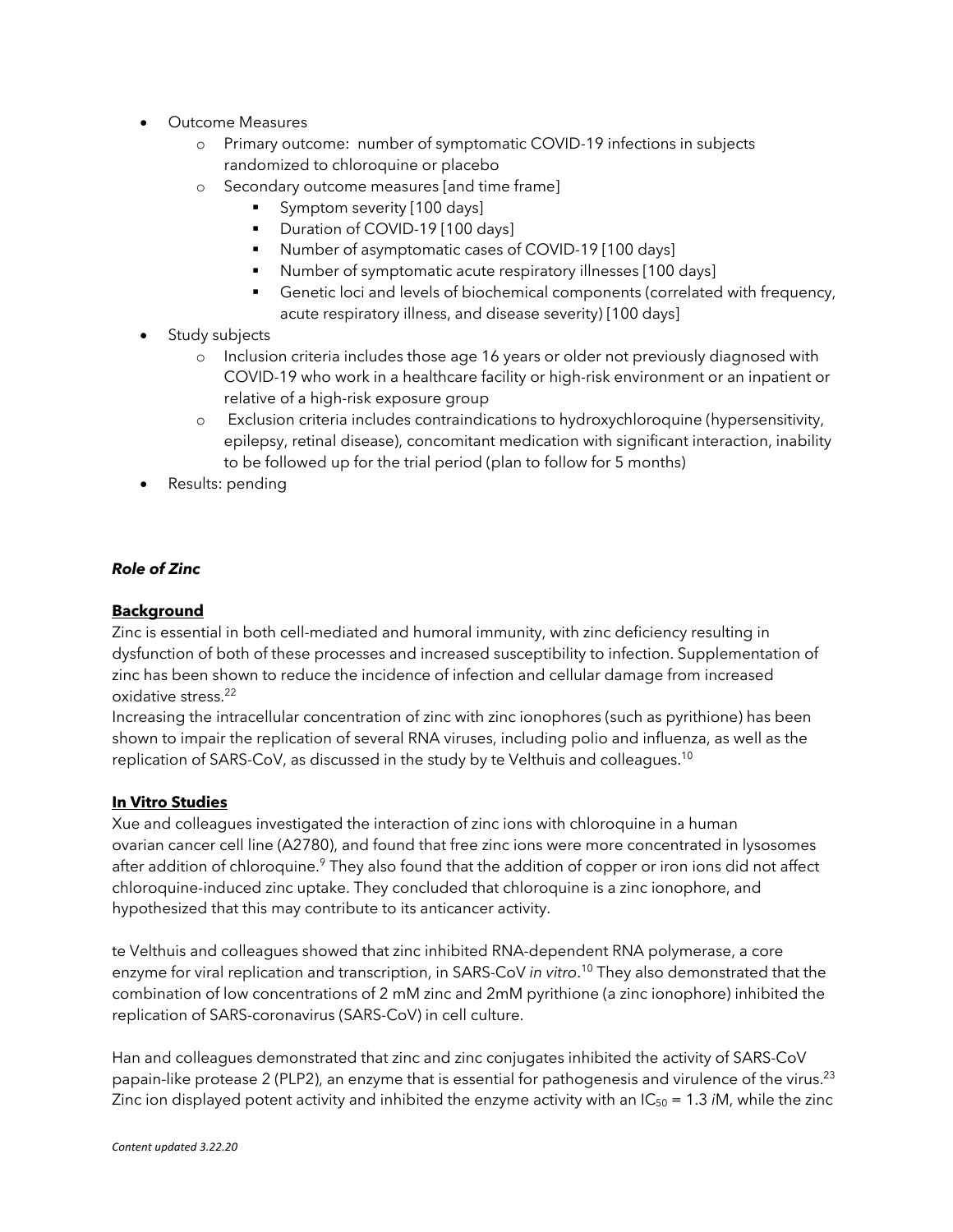- Outcome Measures
  - Primary outcome: number of symptomatic COVID-19 infections in subjects randomized to chloroquine or placebo
  - Secondary outcome measures [and time frame]
    - Symptom severity [100 days]
    - Duration of COVID-19 [100 days]
    - Number of asymptomatic cases of COVID-19 [100 days]
    - Number of symptomatic acute respiratory illnesses [100 days]
    - Genetic loci and levels of biochemical components (correlated with frequency, acute respiratory illness, and disease severity) [100 days]
- Study subjects
  - Inclusion criteria includes those age 16 years or older not previously diagnosed with COVID-19 who work in a healthcare facility or high-risk environment or an inpatient or relative of a high-risk exposure group
  - Exclusion criteria includes contraindications to hydroxychloroquine (hypersensitivity, epilepsy, retinal disease), concomitant medication with significant interaction, inability to be followed up for the trial period (plan to follow for 5 months)
- Results: pending

### ***Role of Zinc***

**Background**

Zinc is essential in both cell-mediated and humoral immunity, with zinc deficiency resulting in dysfunction of both of these processes and increased susceptibility to infection. Supplementation of zinc has been shown to reduce the incidence of infection and cellular damage from increased oxidative stress.[22]

Increasing the intracellular concentration of zinc with zinc ionophores (such as pyrithione) has been shown to impair the replication of several RNA viruses, including polio and influenza, as well as the replication of SARS-CoV, as discussed in the study by te Velthuis and colleagues.[10]

**In Vitro Studies**

Xue and colleagues investigated the interaction of zinc ions with chloroquine in a human ovarian cancer cell line (A2780), and found that free zinc ions were more concentrated in lysosomes after addition of chloroquine.[9] They also found that the addition of copper or iron ions did not affect chloroquine-induced zinc uptake. They concluded that chloroquine is a zinc ionophore, and hypothesized that this may contribute to its anticancer activity.

te Velthuis and colleagues showed that zinc inhibited RNA-dependent RNA polymerase, a core enzyme for viral replication and transcription, in SARS-CoV *in vitro*.[10] They also demonstrated that the combination of low concentrations of 2 mM zinc and 2mM pyrithione (a zinc ionophore) inhibited the replication of SARS-coronavirus (SARS-CoV) in cell culture.

Han and colleagues demonstrated that zinc and zinc conjugates inhibited the activity of SARS-CoV papain-like protease 2 (PLP2), an enzyme that is essential for pathogenesis and virulence of the virus.[23] Zinc ion displayed potent activity and inhibited the enzyme activity with an $IC_{50}$ = 1.3 *i*M, while the zinc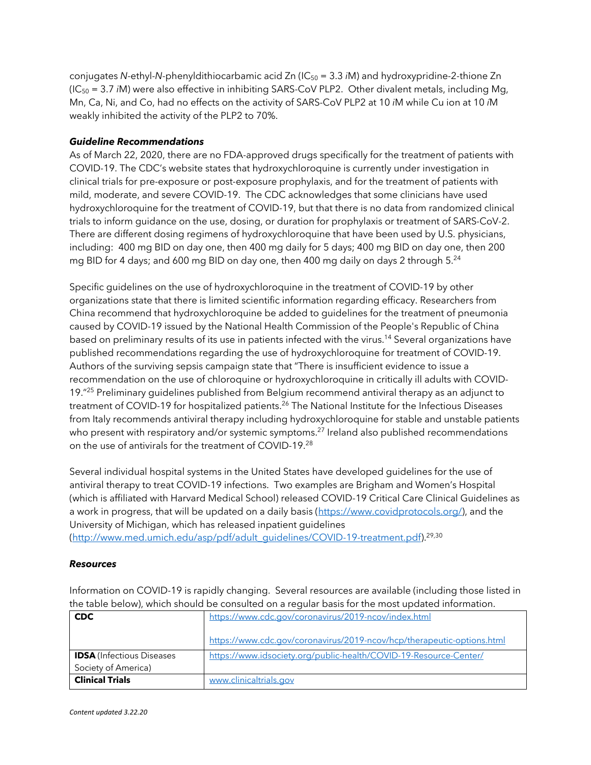conjugates *N*-ethyl-*N*-phenyldithiocarbamic acid Zn ($IC_{50}$ = 3.3 *i*M) and hydroxypridine-2-thione Zn ($IC_{50}$ = 3.7 *i*M) were also effective in inhibiting SARS-CoV PLP2. Other divalent metals, including Mg, Mn, Ca, Ni, and Co, had no effects on the activity of SARS-CoV PLP2 at 10 *i*M while Cu ion at 10 *i*M weakly inhibited the activity of the PLP2 to 70%.

### *Guideline Recommendations*

As of March 22, 2020, there are no FDA-approved drugs specifically for the treatment of patients with COVID-19. The CDC's website states that hydroxychloroquine is currently under investigation in clinical trials for pre-exposure or post-exposure prophylaxis, and for the treatment of patients with mild, moderate, and severe COVID-19. The CDC acknowledges that some clinicians have used hydroxychloroquine for the treatment of COVID-19, but that there is no data from randomized clinical trials to inform guidance on the use, dosing, or duration for prophylaxis or treatment of SARS-CoV-2. There are different dosing regimens of hydroxychloroquine that have been used by U.S. physicians, including: 400 mg BID on day one, then 400 mg daily for 5 days; 400 mg BID on day one, then 200 mg BID for 4 days; and 600 mg BID on day one, then 400 mg daily on days 2 through 5.[24]

Specific guidelines on the use of hydroxychloroquine in the treatment of COVID-19 by other organizations state that there is limited scientific information regarding efficacy. Researchers from China recommend that hydroxychloroquine be added to guidelines for the treatment of pneumonia caused by COVID-19 issued by the National Health Commission of the People's Republic of China based on preliminary results of its use in patients infected with the virus.[14] Several organizations have published recommendations regarding the use of hydroxychloroquine for treatment of COVID-19. Authors of the surviving sepsis campaign state that "There is insufficient evidence to issue a recommendation on the use of chloroquine or hydroxychloroquine in critically ill adults with COVID-19."[25] Preliminary guidelines published from Belgium recommend antiviral therapy as an adjunct to treatment of COVID-19 for hospitalized patients.[26] The National Institute for the Infectious Diseases from Italy recommends antiviral therapy including hydroxychloroquine for stable and unstable patients who present with respiratory and/or systemic symptoms.[27] Ireland also published recommendations on the use of antivirals for the treatment of COVID-19.[28]

Several individual hospital systems in the United States have developed guidelines for the use of antiviral therapy to treat COVID-19 infections. Two examples are Brigham and Women's Hospital (which is affiliated with Harvard Medical School) released COVID-19 Critical Care Clinical Guidelines as a work in progress, that will be updated on a daily basis (https://www.covidprotocols.org/), and the University of Michigan, which has released inpatient guidelines (http://www.med.umich.edu/asp/pdf/adult_guidelines/COVID-19-treatment.pdf).[29,30]

### *Resources*

Information on COVID-19 is rapidly changing. Several resources are available (including those listed in the table below), which should be consulted on a regular basis for the most updated information.

| | |
|---|---|
| **CDC** | https://www.cdc.gov/coronavirus/2019-ncov/index.html<br><br>https://www.cdc.gov/coronavirus/2019-ncov/hcp/therapeutic-options.html |
| **IDSA** (Infectious Diseases Society of America) | https://www.idsociety.org/public-health/COVID-19-Resource-Center/ |
| **Clinical Trials** | www.clinicaltrials.gov |

*Content updated 3.22.20*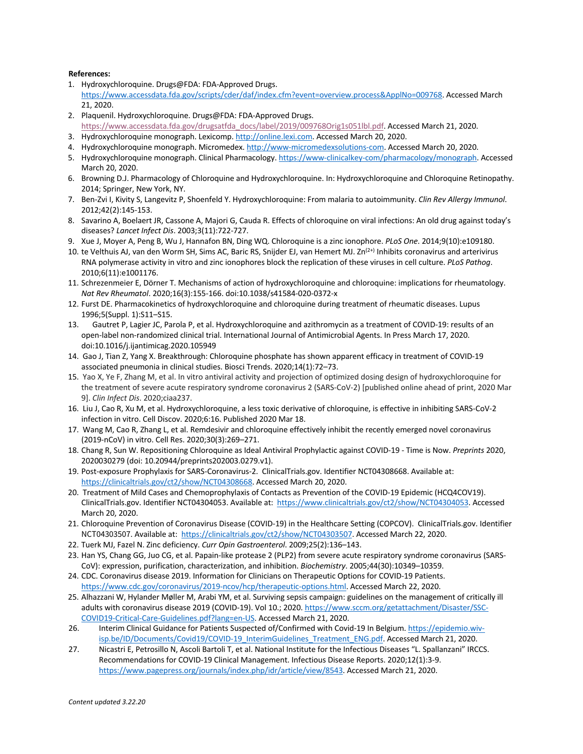**References:**

1. Hydroxychloroquine. Drugs@FDA: FDA-Approved Drugs. https://www.accessdata.fda.gov/scripts/cder/daf/index.cfm?event=overview.process&ApplNo=009768. Accessed March 21, 2020.
2. Plaquenil. Hydroxychloroquine. Drugs@FDA: FDA-Approved Drugs. https://www.accessdata.fda.gov/drugsatfda_docs/label/2019/009768Orig1s051lbl.pdf. Accessed March 21, 2020.
3. Hydroxychloroquine monograph. Lexicomp. http://online.lexi.com. Accessed March 20, 2020.
4. Hydroxychloroquine monograph. Micromedex. http://www-micromedexsolutions-com. Accessed March 20, 2020.
5. Hydroxychloroquine monograph. Clinical Pharmacology. https://www-clinicalkey-com/pharmacology/monograph. Accessed March 20, 2020.
6. Browning D.J. Pharmacology of Chloroquine and Hydroxychloroquine. In: Hydroxychloroquine and Chloroquine Retinopathy. 2014; Springer, New York, NY.
7. Ben-Zvi I, Kivity S, Langevitz P, Shoenfeld Y. Hydroxychloroquine: From malaria to autoimmunity. *Clin Rev Allergy Immunol*. 2012;42(2):145-153.
8. Savarino A, Boelaert JR, Cassone A, Majori G, Cauda R. Effects of chloroquine on viral infections: An old drug against today's diseases? *Lancet Infect Dis*. 2003;3(11):722-727.
9. Xue J, Moyer A, Peng B, Wu J, Hannafon BN, Ding WQ. Chloroquine is a zinc ionophore. *PLoS One*. 2014;9(10):e109180.
10. te Velthuis AJ, van den Worm SH, Sims AC, Baric RS, Snijder EJ, van Hemert MJ. $Zn^{(2+)}$ Inhibits coronavirus and arterivirus RNA polymerase activity in vitro and zinc ionophores block the replication of these viruses in cell culture. *PLoS Pathog*. 2010;6(11):e1001176.
11. Schrezenmeier E, Dörner T. Mechanisms of action of hydroxychloroquine and chloroquine: implications for rheumatology. *Nat Rev Rheumatol*. 2020;16(3):155-166. doi:10.1038/s41584-020-0372-x
12. Furst DE. Pharmacokinetics of hydroxychloroquine and chloroquine during treatment of rheumatic diseases. Lupus 1996;5(Suppl. 1):S11–S15.
13. Gautret P, Lagier JC, Parola P, et al. Hydroxychloroquine and azithromycin as a treatment of COVID-19: results of an open-label non-randomized clinical trial. International Journal of Antimicrobial Agents. In Press March 17, 2020. doi:10.1016/j.ijantimicag.2020.105949
14. Gao J, Tian Z, Yang X. Breakthrough: Chloroquine phosphate has shown apparent efficacy in treatment of COVID-19 associated pneumonia in clinical studies. Biosci Trends. 2020;14(1):72–73.
15. Yao X, Ye F, Zhang M, et al. In vitro antiviral activity and projection of optimized dosing design of hydroxychloroquine for the treatment of severe acute respiratory syndrome coronavirus 2 (SARS-CoV-2) [published online ahead of print, 2020 Mar 9]. *Clin Infect Dis*. 2020;ciaa237.
16. Liu J, Cao R, Xu M, et al. Hydroxychloroquine, a less toxic derivative of chloroquine, is effective in inhibiting SARS-CoV-2 infection in vitro. Cell Discov. 2020;6:16. Published 2020 Mar 18.
17. Wang M, Cao R, Zhang L, et al. Remdesivir and chloroquine effectively inhibit the recently emerged novel coronavirus (2019-nCoV) in vitro. Cell Res. 2020;30(3):269–271.
18. Chang R, Sun W. Repositioning Chloroquine as Ideal Antiviral Prophylactic against COVID-19 - Time is Now. *Preprints* 2020, 2020030279 (doi: 10.20944/preprints202003.0279.v1).
19. Post-exposure Prophylaxis for SARS-Coronavirus-2. ClinicalTrials.gov. Identifier NCT04308668. Available at: https://clinicaltrials.gov/ct2/show/NCT04308668. Accessed March 20, 2020.
20. Treatment of Mild Cases and Chemoprophylaxis of Contacts as Prevention of the COVID-19 Epidemic (HCQ4COV19). ClinicalTrials.gov. Identifier NCT04304053. Available at: https://www.clinicaltrials.gov/ct2/show/NCT04304053. Accessed March 20, 2020.
21. Chloroquine Prevention of Coronavirus Disease (COVID-19) in the Healthcare Setting (COPCOV). ClinicalTrials.gov. Identifier NCT04303507. Available at: https://clinicaltrials.gov/ct2/show/NCT04303507. Accessed March 22, 2020.
22. Tuerk MJ, Fazel N. Zinc deficiency. *Curr Opin Gastroenterol*. 2009;25(2):136–143.
23. Han YS, Chang GG, Juo CG, et al. Papain-like protease 2 (PLP2) from severe acute respiratory syndrome coronavirus (SARS-CoV): expression, purification, characterization, and inhibition. *Biochemistry*. 2005;44(30):10349–10359.
24. CDC. Coronavirus disease 2019. Information for Clinicians on Therapeutic Options for COVID-19 Patients. https://www.cdc.gov/coronavirus/2019-ncov/hcp/therapeutic-options.html. Accessed March 22, 2020.
25. Alhazzani W, Hylander Møller M, Arabi YM, et al. Surviving sepsis campaign: guidelines on the management of critically ill adults with coronavirus disease 2019 (COVID-19). Vol 10.; 2020. https://www.sccm.org/getattachment/Disaster/SSC-COVID19-Critical-Care-Guidelines.pdf?lang=en-US. Accessed March 21, 2020.
26. Interim Clinical Guidance for Patients Suspected of/Confirmed with Covid-19 In Belgium. https://epidemio.wiv-isp.be/ID/Documents/Covid19/COVID-19_InterimGuidelines_Treatment_ENG.pdf. Accessed March 21, 2020.
27. Nicastri E, Petrosillo N, Ascoli Bartoli T, et al. National Institute for the Infectious Diseases "L. Spallanzani" IRCCS. Recommendations for COVID-19 Clinical Management. Infectious Disease Reports. 2020;12(1):3-9. https://www.pagepress.org/journals/index.php/idr/article/view/8543. Accessed March 21, 2020.

*Content updated 3.22.20*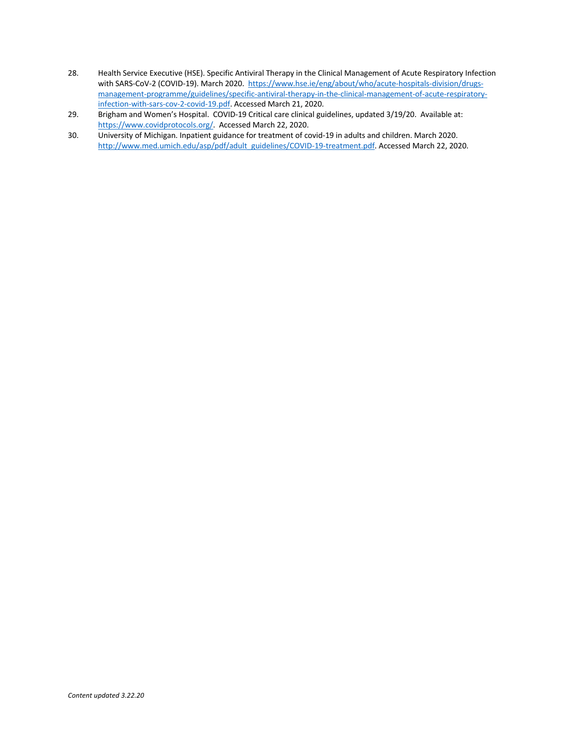28. Health Service Executive (HSE). Specific Antiviral Therapy in the Clinical Management of Acute Respiratory Infection with SARS-CoV-2 (COVID-19). March 2020. https://www.hse.ie/eng/about/who/acute-hospitals-division/drugs-management-programme/guidelines/specific-antiviral-therapy-in-the-clinical-management-of-acute-respiratory-infection-with-sars-cov-2-covid-19.pdf. Accessed March 21, 2020.
29. Brigham and Women's Hospital. COVID-19 Critical care clinical guidelines, updated 3/19/20. Available at: https://www.covidprotocols.org/. Accessed March 22, 2020.
30. University of Michigan. Inpatient guidance for treatment of covid-19 in adults and children. March 2020. http://www.med.umich.edu/asp/pdf/adult_guidelines/COVID-19-treatment.pdf. Accessed March 22, 2020.

*Content updated 3.22.20*